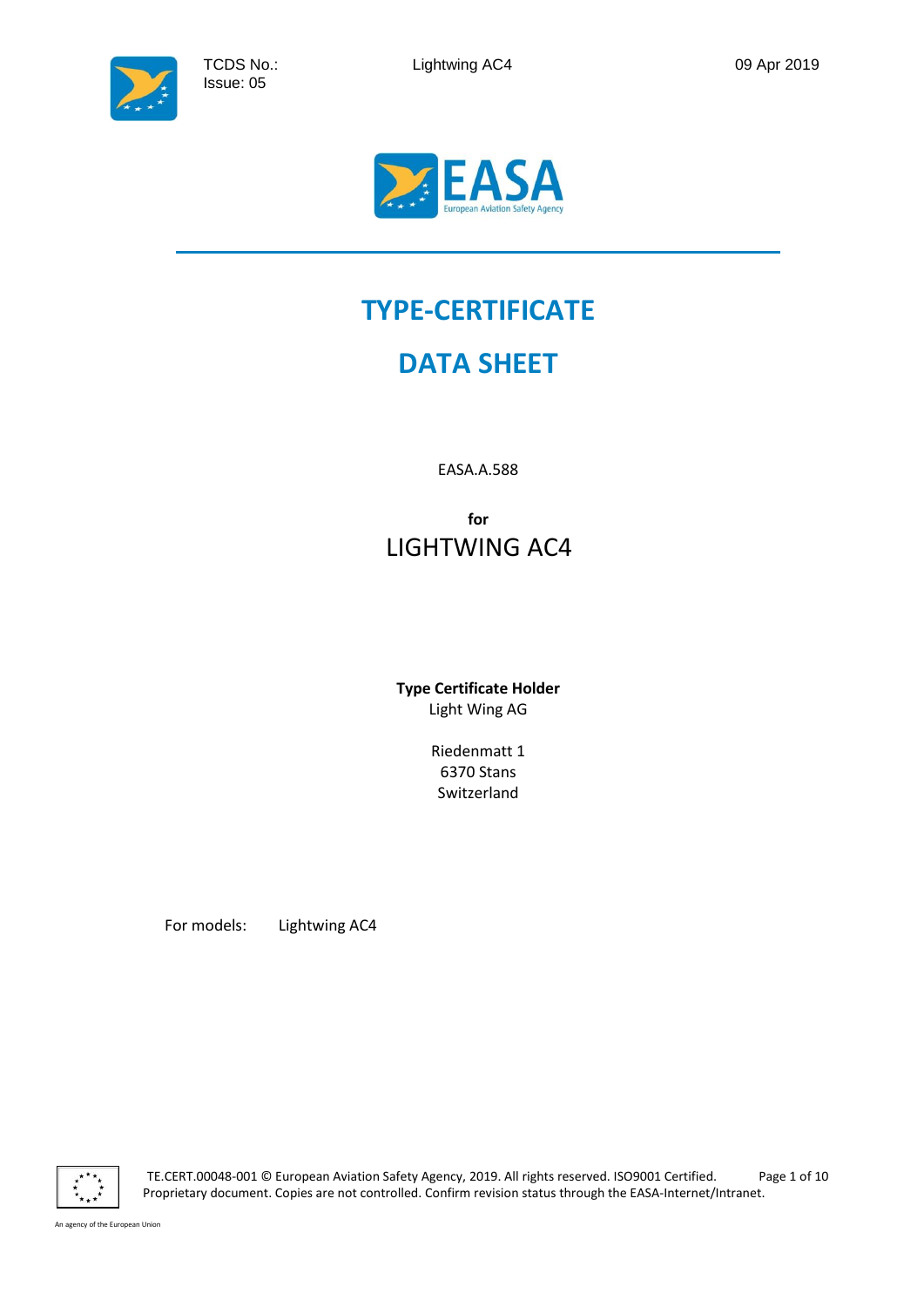# TYPE-CERTIFICATE

# DATA SHEET

EASA.A.588

**for**

LIGHTWING AC4

**Type Certificate Holder**

Light Wing AG

Riedenmatt 1
6370 Stans
Switzerland

For models: Lightwing AC4

TE.CERT.00048-001 © European Aviation Safety Agency, 2019. All rights reserved. ISO9001 Certified.
Proprietary document. Copies are not controlled. Confirm revision status through the EASA-Internet/Intranet.

An agency of the European Union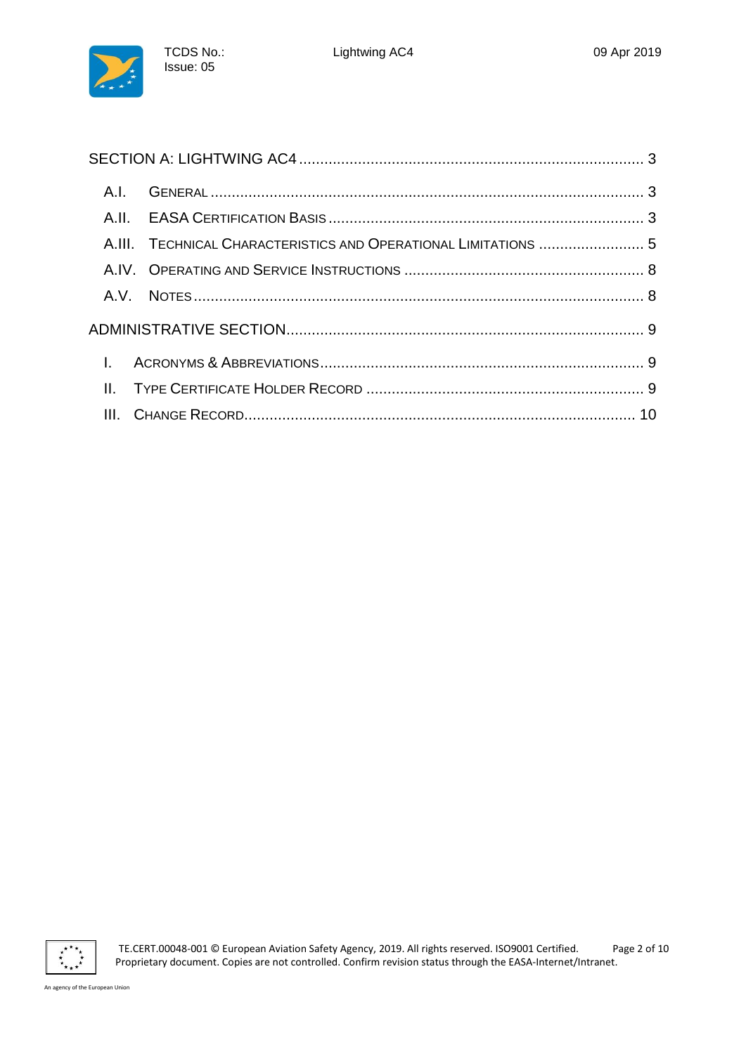SECTION A: LIGHTWING AC4 ..... 3

- A.I. GENERAL ..... 3
- A.II. EASA CERTIFICATION BASIS ..... 3
- A.III. TECHNICAL CHARACTERISTICS AND OPERATIONAL LIMITATIONS ..... 5
- A.IV. OPERATING AND SERVICE INSTRUCTIONS ..... 8
- A.V. NOTES ..... 8

ADMINISTRATIVE SECTION ..... 9

- I. ACRONYMS & ABBREVIATIONS ..... 9
- II. TYPE CERTIFICATE HOLDER RECORD ..... 9
- III. CHANGE RECORD ..... 10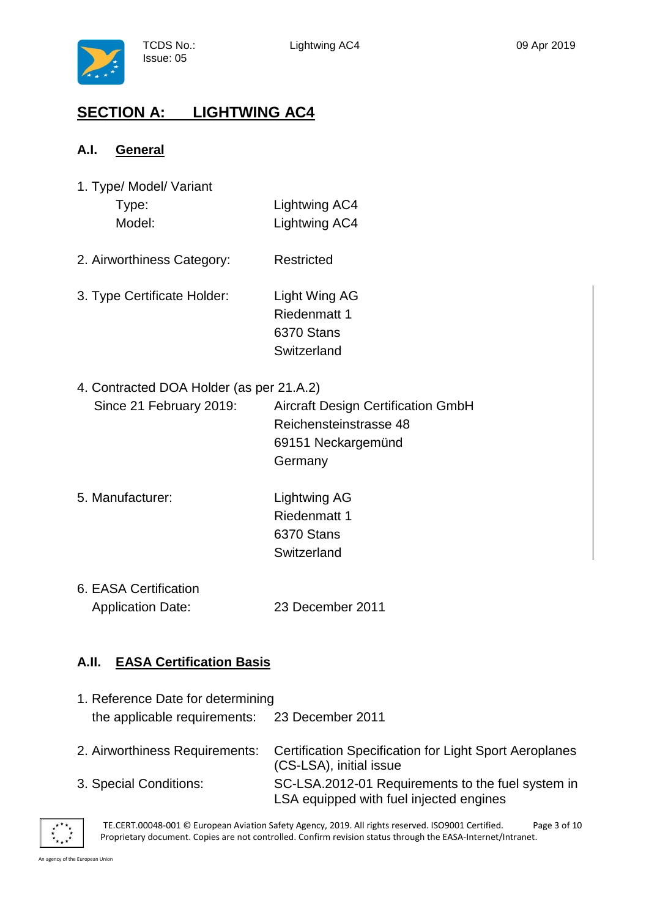# SECTION A: LIGHTWING AC4

## A.I. General

1. Type/ Model/ Variant
   - Type: Lightwing AC4
   - Model: Lightwing AC4

2. Airworthiness Category: Restricted

3. Type Certificate Holder: Light Wing AG
   Riedenmatt 1
   6370 Stans
   Switzerland

4. Contracted DOA Holder (as per 21.A.2)
   Since 21 February 2019: Aircraft Design Certification GmbH
   Reichensteinstrasse 48
   69151 Neckargemünd
   Germany

5. Manufacturer: Lightwing AG
   Riedenmatt 1
   6370 Stans
   Switzerland

6. EASA Certification
   Application Date: 23 December 2011

## A.II. EASA Certification Basis

1. Reference Date for determining the applicable requirements: 23 December 2011

2. Airworthiness Requirements: Certification Specification for Light Sport Aeroplanes (CS-LSA), initial issue

3. Special Conditions: SC-LSA.2012-01 Requirements to the fuel system in LSA equipped with fuel injected engines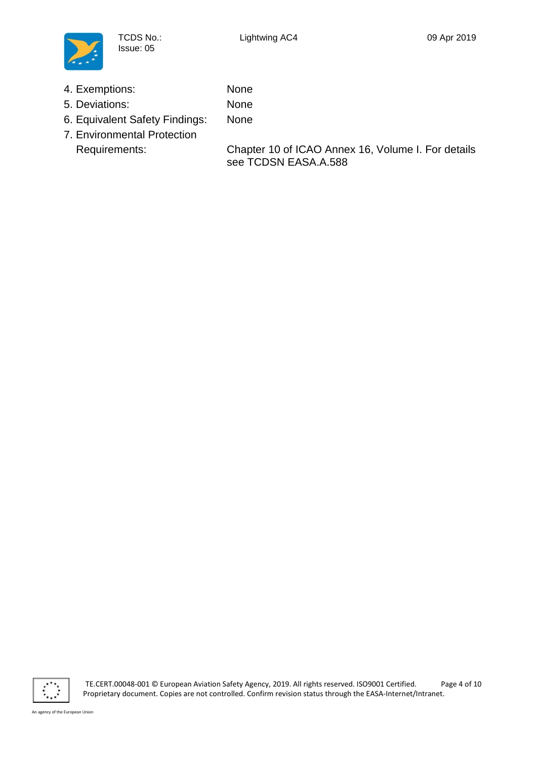4. Exemptions: None
5. Deviations: None
6. Equivalent Safety Findings: None
7. Environmental Protection Requirements: Chapter 10 of ICAO Annex 16, Volume I. For details see TCDSN EASA.A.588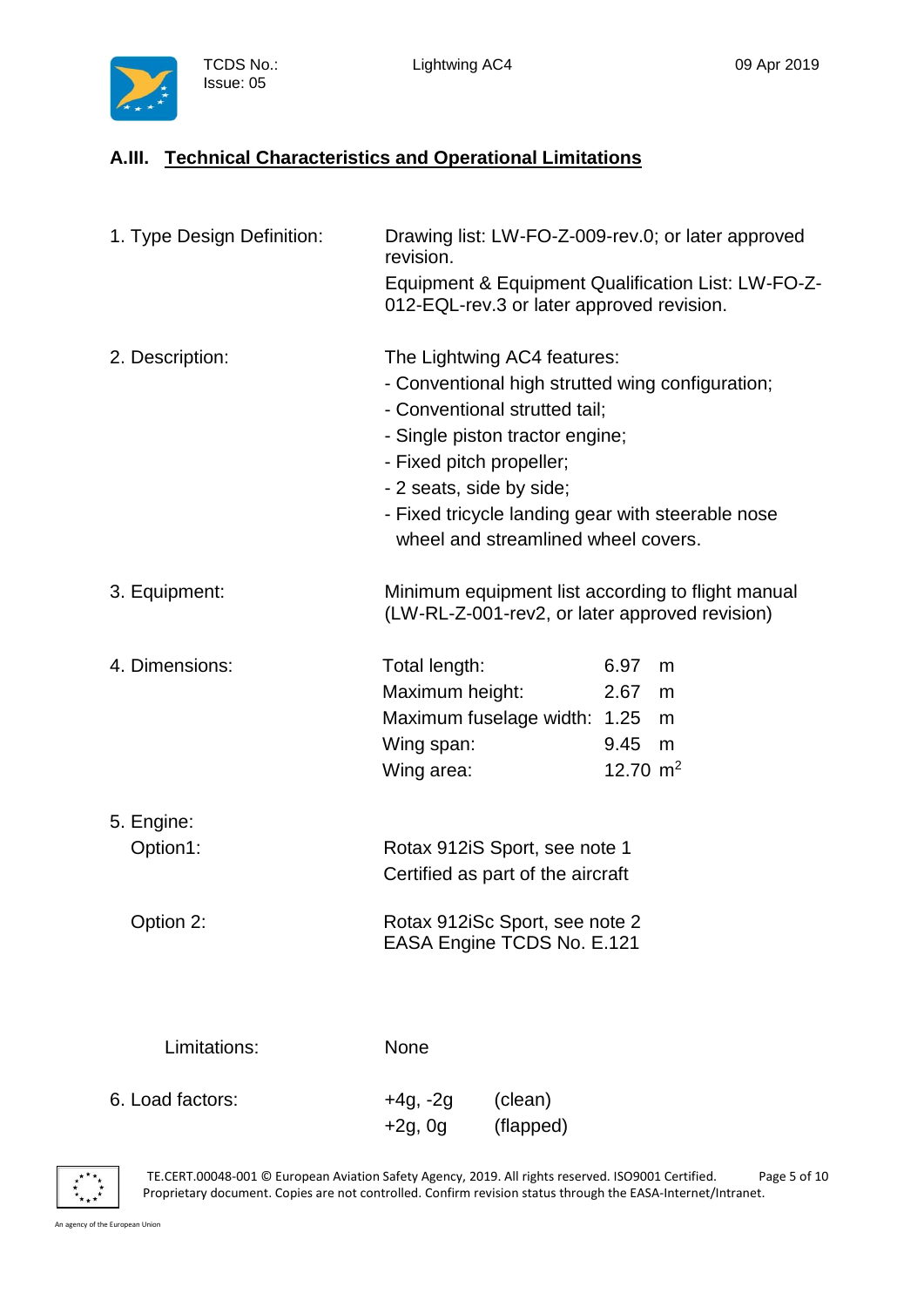## A.III. Technical Characteristics and Operational Limitations

1. Type Design Definition: Drawing list: LW-FO-Z-009-rev.0; or later approved revision.

   Equipment & Equipment Qualification List: LW-FO-Z-012-EQL-rev.3 or later approved revision.

2. Description: The Lightwing AC4 features:
   - Conventional high strutted wing configuration;
   - Conventional strutted tail;
   - Single piston tractor engine;
   - Fixed pitch propeller;
   - 2 seats, side by side;
   - Fixed tricycle landing gear with steerable nose wheel and streamlined wheel covers.

3. Equipment: Minimum equipment list according to flight manual (LW-RL-Z-001-rev2, or later approved revision)

4. Dimensions:

| | | |
|---|---|---|
| Total length: | 6.97 | m |
| Maximum height: | 2.67 | m |
| Maximum fuselage width: | 1.25 | m |
| Wing span: | 9.45 | m |
| Wing area: | 12.70 | $m^2$ |

5. Engine:

   Option1: Rotax 912iS Sport, see note 1
   Certified as part of the aircraft

   Option 2: Rotax 912iSc Sport, see note 2
   EASA Engine TCDS No. E.121

   Limitations: None

6. Load factors:

| | |
|---|---|
| +4g, -2g | (clean) |
| +2g, 0g | (flapped) |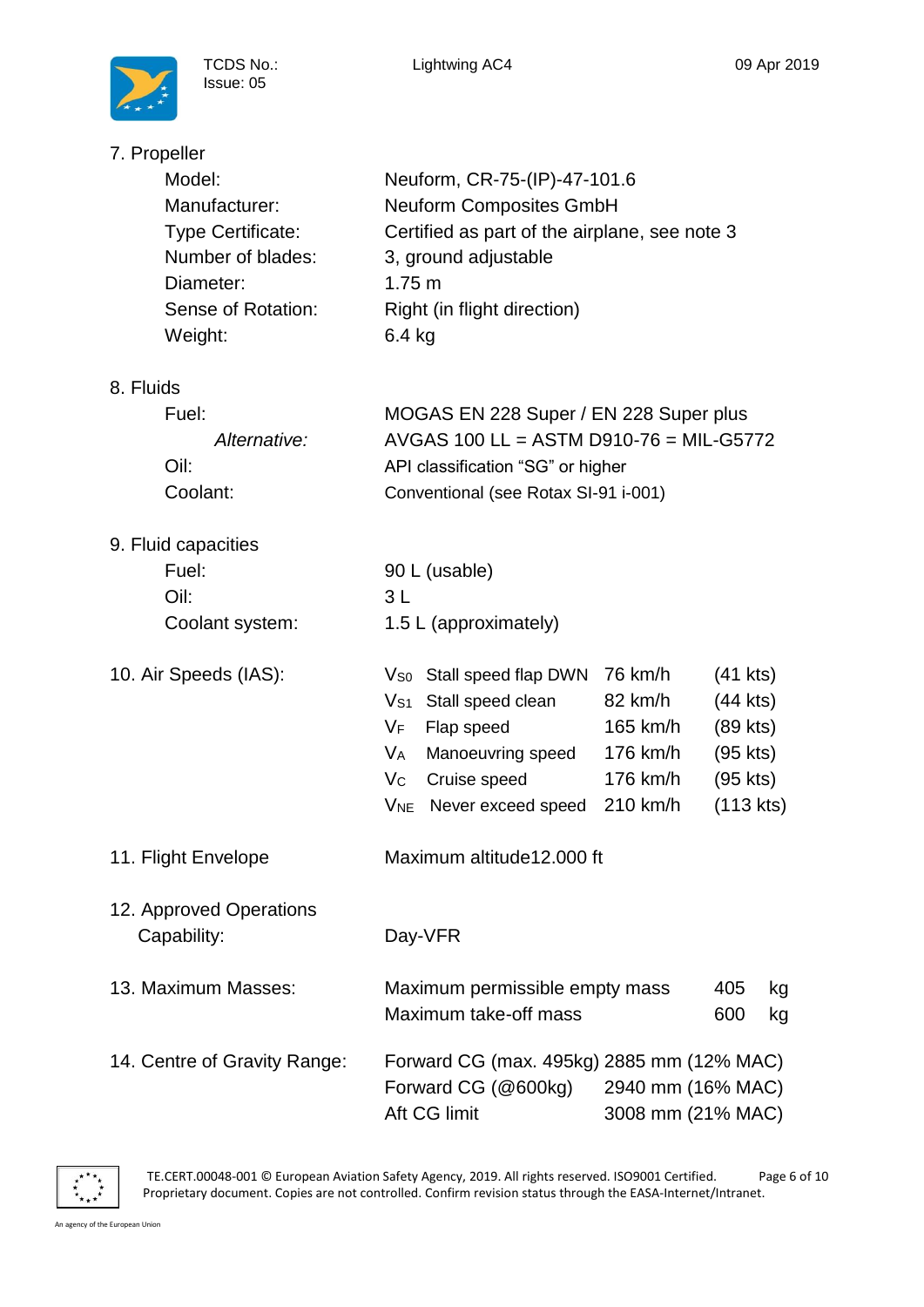## 7. Propeller

| | |
|---|---|
| Model: | Neuform, CR-75-(IP)-47-101.6 |
| Manufacturer: | Neuform Composites GmbH |
| Type Certificate: | Certified as part of the airplane, see note 3 |
| Number of blades: | 3, ground adjustable |
| Diameter: | 1.75 m |
| Sense of Rotation: | Right (in flight direction) |
| Weight: | 6.4 kg |

## 8. Fluids

| | |
|---|---|
| Fuel: | MOGAS EN 228 Super / EN 228 Super plus |
| *Alternative:* | AVGAS 100 LL = ASTM D910-76 = MIL-G5772 |
| Oil: | API classification “SG” or higher |
| Coolant: | Conventional (see Rotax SI-91 i-001) |

## 9. Fluid capacities

| | |
|---|---|
| Fuel: | 90 L (usable) |
| Oil: | 3 L |
| Coolant system: | 1.5 L (approximately) |

## 10. Air Speeds (IAS):

| | | | |
|---|---|---|---|
| $V_{S0}$ | Stall speed flap DWN | 76 km/h | (41 kts) |
| $V_{S1}$ | Stall speed clean | 82 km/h | (44 kts) |
| $V_F$ | Flap speed | 165 km/h | (89 kts) |
| $V_A$ | Manoeuvring speed | 176 km/h | (95 kts) |
| $V_C$ | Cruise speed | 176 km/h | (95 kts) |
| $V_{NE}$ | Never exceed speed | 210 km/h | (113 kts) |

## 11. Flight Envelope

Maximum altitude12.000 ft

## 12. Approved Operations Capability:

Day-VFR

## 13. Maximum Masses:

| | | |
|---|---|---|
| Maximum permissible empty mass | 405 | kg |
| Maximum take-off mass | 600 | kg |

## 14. Centre of Gravity Range:

| | |
|---|---|
| Forward CG (max. 495kg) | 2885 mm (12% MAC) |
| Forward CG (@600kg) | 2940 mm (16% MAC) |
| Aft CG limit | 3008 mm (21% MAC) |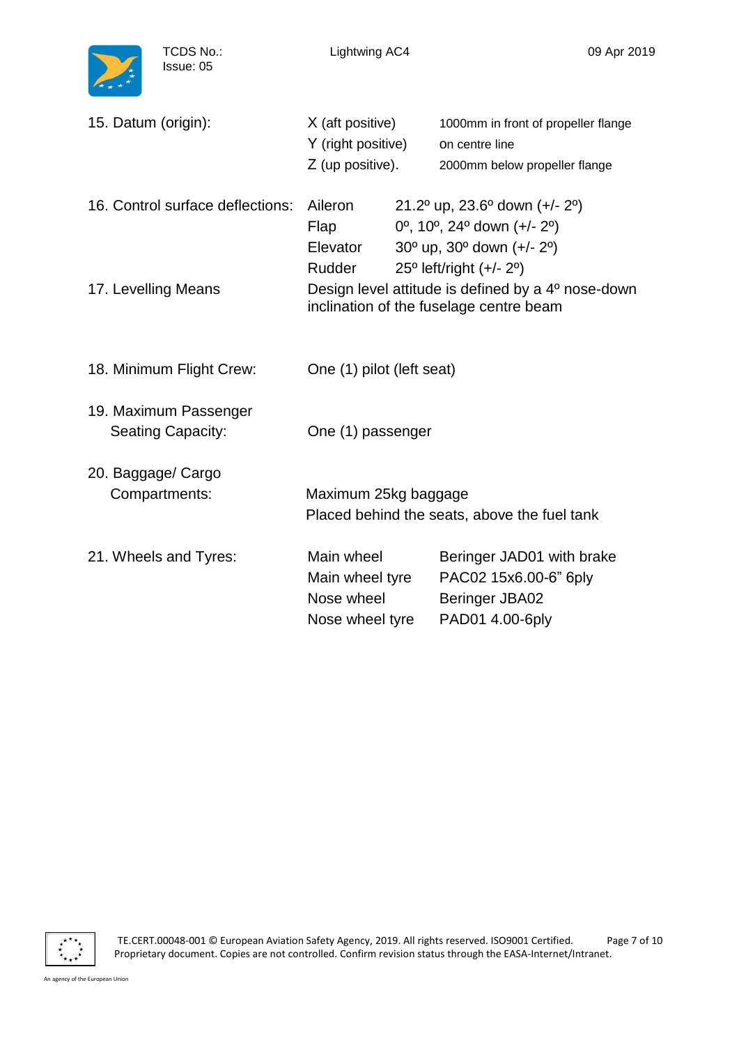15. Datum (origin):

| | |
|---|---|
| X (aft positive) | 1000mm in front of propeller flange |
| Y (right positive) | on centre line |
| Z (up positive). | 2000mm below propeller flange |

16. Control surface deflections:

| | |
|---|---|
| Aileron | 21.2º up, 23.6º down (+/- 2º) |
| Flap | 0º, 10º, 24º down (+/- 2º) |
| Elevator | 30º up, 30º down (+/- 2º) |
| Rudder | 25º left/right (+/- 2º) |

17. Levelling Means: Design level attitude is defined by a 4º nose-down inclination of the fuselage centre beam

18. Minimum Flight Crew: One (1) pilot (left seat)

19. Maximum Passenger Seating Capacity: One (1) passenger

20. Baggage/ Cargo Compartments: Maximum 25kg baggage
Placed behind the seats, above the fuel tank

21. Wheels and Tyres:

| | |
|---|---|
| Main wheel | Beringer JAD01 with brake |
| Main wheel tyre | PAC02 15x6.00-6" 6ply |
| Nose wheel | Beringer JBA02 |
| Nose wheel tyre | PAD01 4.00-6ply |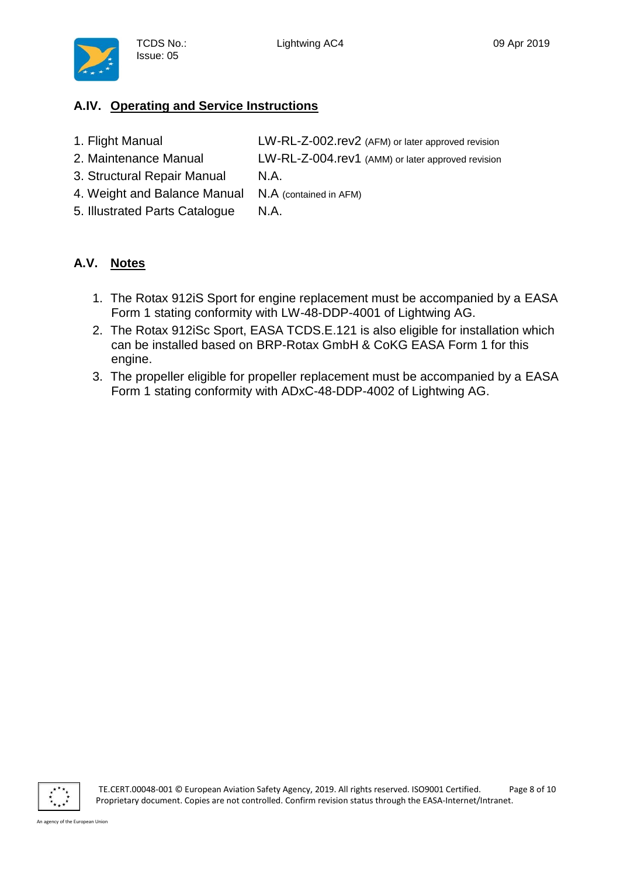## A.IV. Operating and Service Instructions

| | |
|---|---|
| 1. Flight Manual | LW-RL-Z-002.rev2 (AFM) or later approved revision |
| 2. Maintenance Manual | LW-RL-Z-004.rev1 (AMM) or later approved revision |
| 3. Structural Repair Manual | N.A. |
| 4. Weight and Balance Manual | N.A (contained in AFM) |
| 5. Illustrated Parts Catalogue | N.A. |

## A.V. Notes

1. The Rotax 912iS Sport for engine replacement must be accompanied by a EASA Form 1 stating conformity with LW-48-DDP-4001 of Lightwing AG.
2. The Rotax 912iSc Sport, EASA TCDS.E.121 is also eligible for installation which can be installed based on BRP-Rotax GmbH & CoKG EASA Form 1 for this engine.
3. The propeller eligible for propeller replacement must be accompanied by a EASA Form 1 stating conformity with ADxC-48-DDP-4002 of Lightwing AG.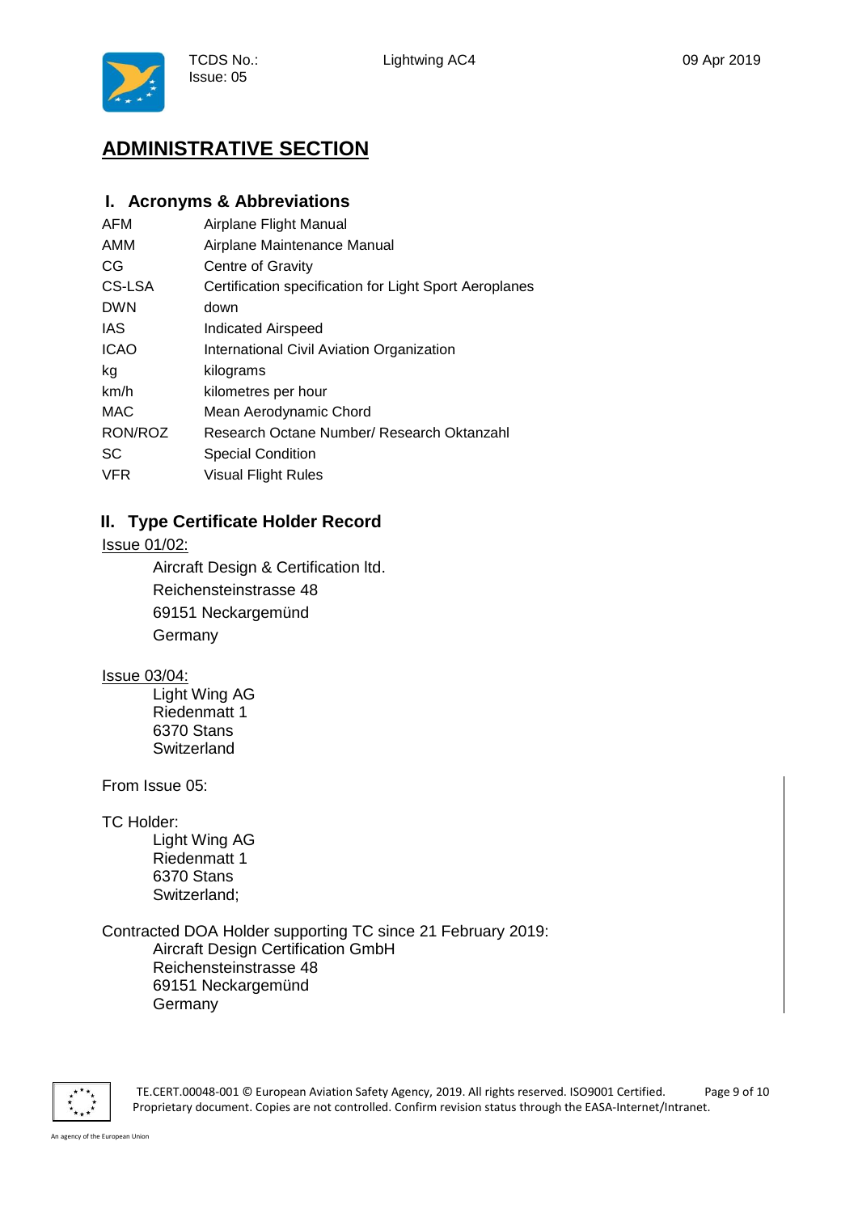# ADMINISTRATIVE SECTION

## I. Acronyms & Abbreviations

| | |
|---|---|
| AFM | Airplane Flight Manual |
| AMM | Airplane Maintenance Manual |
| CG | Centre of Gravity |
| CS-LSA | Certification specification for Light Sport Aeroplanes |
| DWN | down |
| IAS | Indicated Airspeed |
| ICAO | International Civil Aviation Organization |
| kg | kilograms |
| km/h | kilometres per hour |
| MAC | Mean Aerodynamic Chord |
| RON/ROZ | Research Octane Number/ Research Oktanzahl |
| SC | Special Condition |
| VFR | Visual Flight Rules |

## II. Type Certificate Holder Record

<u>Issue 01/02:</u>

Aircraft Design & Certification ltd.
Reichensteinstrasse 48
69151 Neckargemünd
Germany

<u>Issue 03/04:</u>

Light Wing AG
Riedenmatt 1
6370 Stans
Switzerland

From Issue 05:

TC Holder:

Light Wing AG
Riedenmatt 1
6370 Stans
Switzerland;

Contracted DOA Holder supporting TC since 21 February 2019:

Aircraft Design Certification GmbH
Reichensteinstrasse 48
69151 Neckargemünd
Germany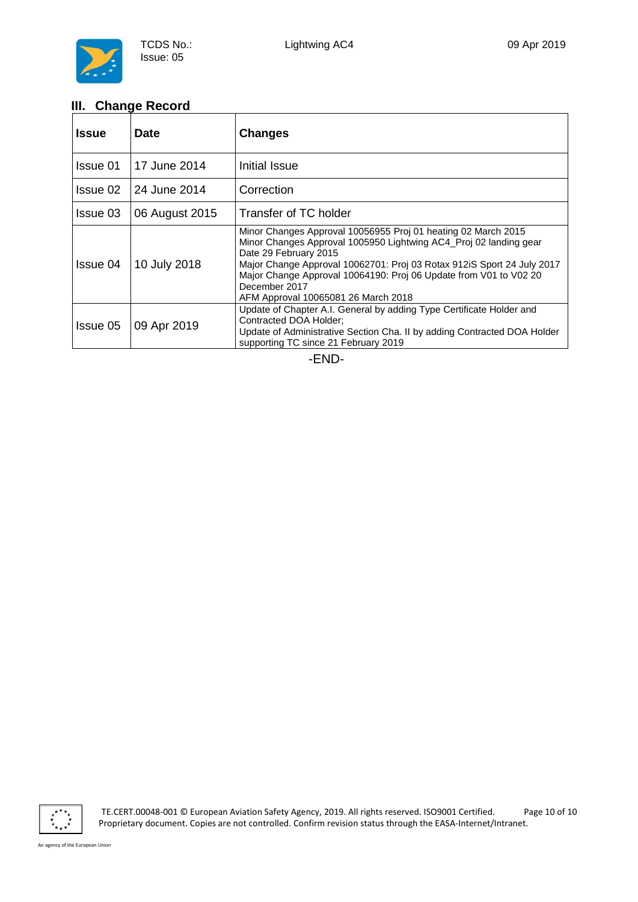## III. Change Record

| Issue | Date | Changes |
|---|---|---|
| Issue 01 | 17 June 2014 | Initial Issue |
| Issue 02 | 24 June 2014 | Correction |
| Issue 03 | 06 August 2015 | Transfer of TC holder |
| Issue 04 | 10 July 2018 | Minor Changes Approval 10056955 Proj 01 heating 02 March 2015<br>Minor Changes Approval 1005950 Lightwing AC4_Proj 02 landing gear Date 29 February 2015<br>Major Change Approval 10062701: Proj 03 Rotax 912iS Sport 24 July 2017<br>Major Change Approval 10064190: Proj 06 Update from V01 to V02 20 December 2017<br>AFM Approval 10065081 26 March 2018 |
| Issue 05 | 09 Apr 2019 | Update of Chapter A.I. General by adding Type Certificate Holder and Contracted DOA Holder;<br>Update of Administrative Section Cha. II by adding Contracted DOA Holder supporting TC since 21 February 2019 |

-END-